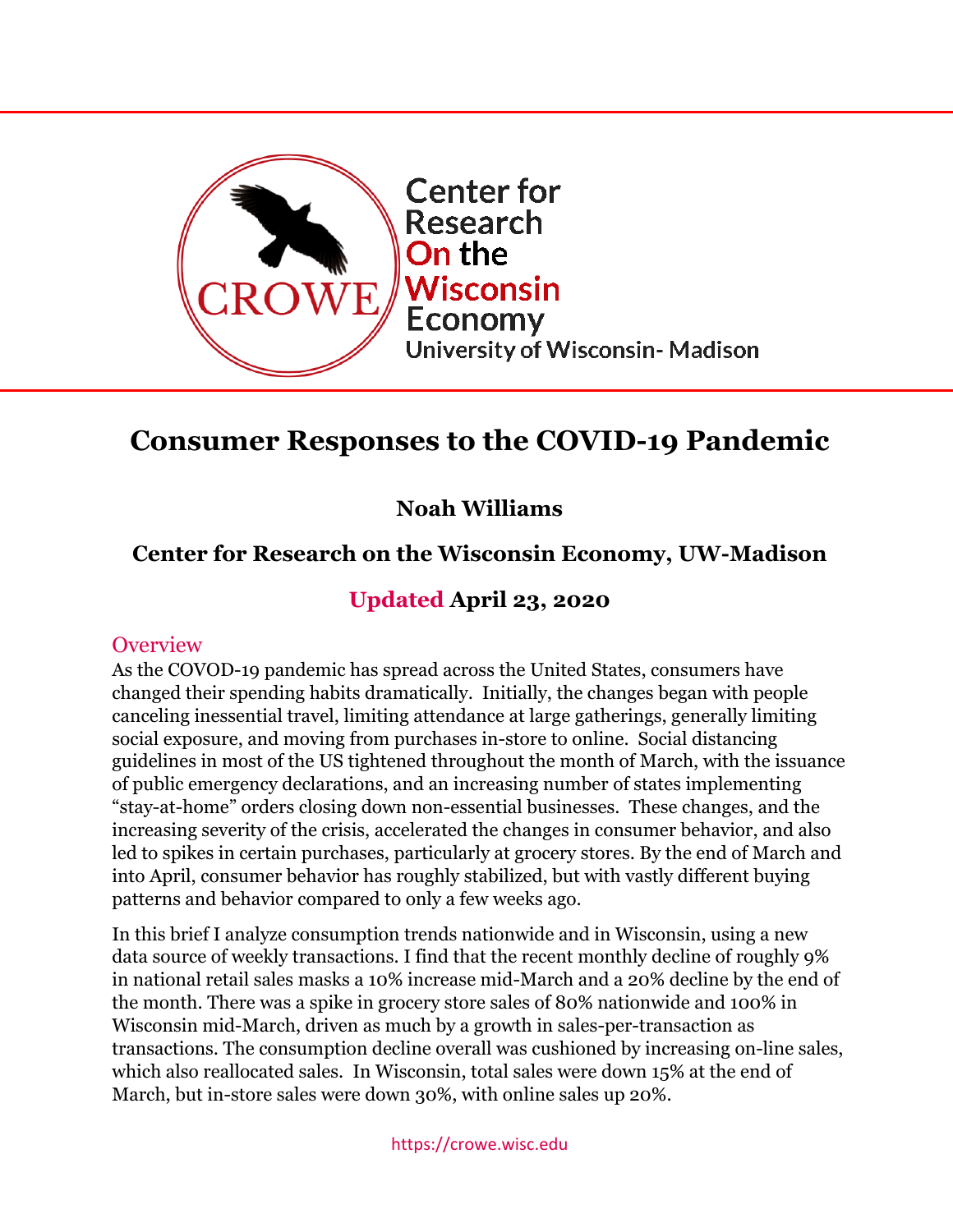CROWE

Center for Research On the Wisconsin Economy
University of Wisconsin- Madison

# Consumer Responses to the COVID-19 Pandemic

**Noah Williams**

**Center for Research on the Wisconsin Economy, UW-Madison**

**Updated April 23, 2020**

## Overview

As the COVOD-19 pandemic has spread across the United States, consumers have changed their spending habits dramatically. Initially, the changes began with people canceling inessential travel, limiting attendance at large gatherings, generally limiting social exposure, and moving from purchases in-store to online. Social distancing guidelines in most of the US tightened throughout the month of March, with the issuance of public emergency declarations, and an increasing number of states implementing "stay-at-home" orders closing down non-essential businesses. These changes, and the increasing severity of the crisis, accelerated the changes in consumer behavior, and also led to spikes in certain purchases, particularly at grocery stores. By the end of March and into April, consumer behavior has roughly stabilized, but with vastly different buying patterns and behavior compared to only a few weeks ago.

In this brief I analyze consumption trends nationwide and in Wisconsin, using a new data source of weekly transactions. I find that the recent monthly decline of roughly 9% in national retail sales masks a 10% increase mid-March and a 20% decline by the end of the month. There was a spike in grocery store sales of 80% nationwide and 100% in Wisconsin mid-March, driven as much by a growth in sales-per-transaction as transactions. The consumption decline overall was cushioned by increasing on-line sales, which also reallocated sales. In Wisconsin, total sales were down 15% at the end of March, but in-store sales were down 30%, with online sales up 20%.

https://crowe.wisc.edu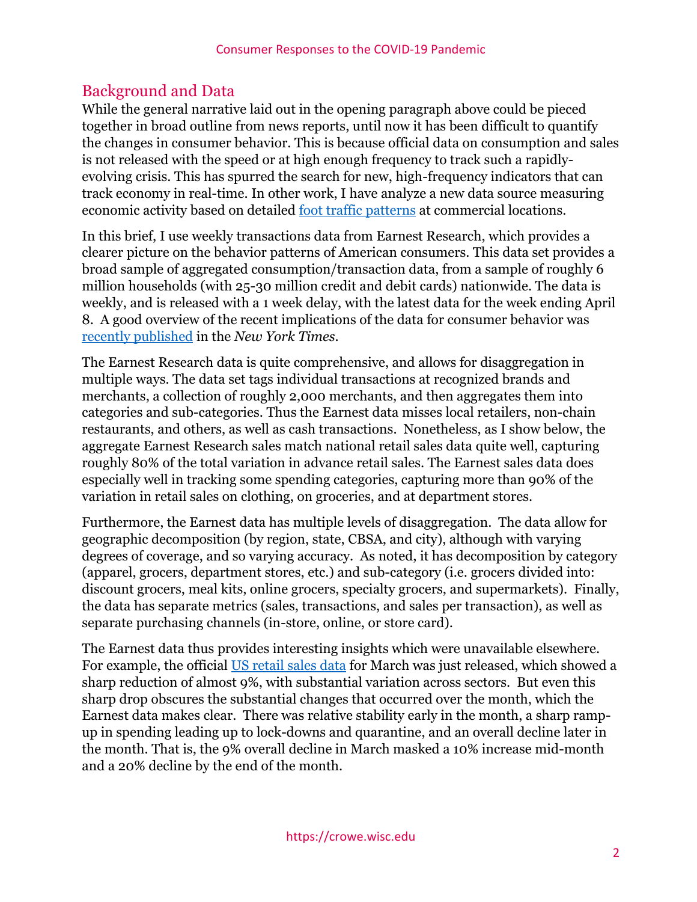## Background and Data

While the general narrative laid out in the opening paragraph above could be pieced together in broad outline from news reports, until now it has been difficult to quantify the changes in consumer behavior. This is because official data on consumption and sales is not released with the speed or at high enough frequency to track such a rapidly-evolving crisis. This has spurred the search for new, high-frequency indicators that can track economy in real-time. In other work, I have analyze a new data source measuring economic activity based on detailed [foot traffic patterns]() at commercial locations.

In this brief, I use weekly transactions data from Earnest Research, which provides a clearer picture on the behavior patterns of American consumers. This data set provides a broad sample of aggregated consumption/transaction data, from a sample of roughly 6 million households (with 25-30 million credit and debit cards) nationwide. The data is weekly, and is released with a 1 week delay, with the latest data for the week ending April 8. A good overview of the recent implications of the data for consumer behavior was [recently published]() in the *New York Times*.

The Earnest Research data is quite comprehensive, and allows for disaggregation in multiple ways. The data set tags individual transactions at recognized brands and merchants, a collection of roughly 2,000 merchants, and then aggregates them into categories and sub-categories. Thus the Earnest data misses local retailers, non-chain restaurants, and others, as well as cash transactions. Nonetheless, as I show below, the aggregate Earnest Research sales match national retail sales data quite well, capturing roughly 80% of the total variation in advance retail sales. The Earnest sales data does especially well in tracking some spending categories, capturing more than 90% of the variation in retail sales on clothing, on groceries, and at department stores.

Furthermore, the Earnest data has multiple levels of disaggregation. The data allow for geographic decomposition (by region, state, CBSA, and city), although with varying degrees of coverage, and so varying accuracy. As noted, it has decomposition by category (apparel, grocers, department stores, etc.) and sub-category (i.e. grocers divided into: discount grocers, meal kits, online grocers, specialty grocers, and supermarkets). Finally, the data has separate metrics (sales, transactions, and sales per transaction), as well as separate purchasing channels (in-store, online, or store card).

The Earnest data thus provides interesting insights which were unavailable elsewhere. For example, the official [US retail sales data]() for March was just released, which showed a sharp reduction of almost 9%, with substantial variation across sectors. But even this sharp drop obscures the substantial changes that occurred over the month, which the Earnest data makes clear. There was relative stability early in the month, a sharp ramp-up in spending leading up to lock-downs and quarantine, and an overall decline later in the month. That is, the 9% overall decline in March masked a 10% increase mid-month and a 20% decline by the end of the month.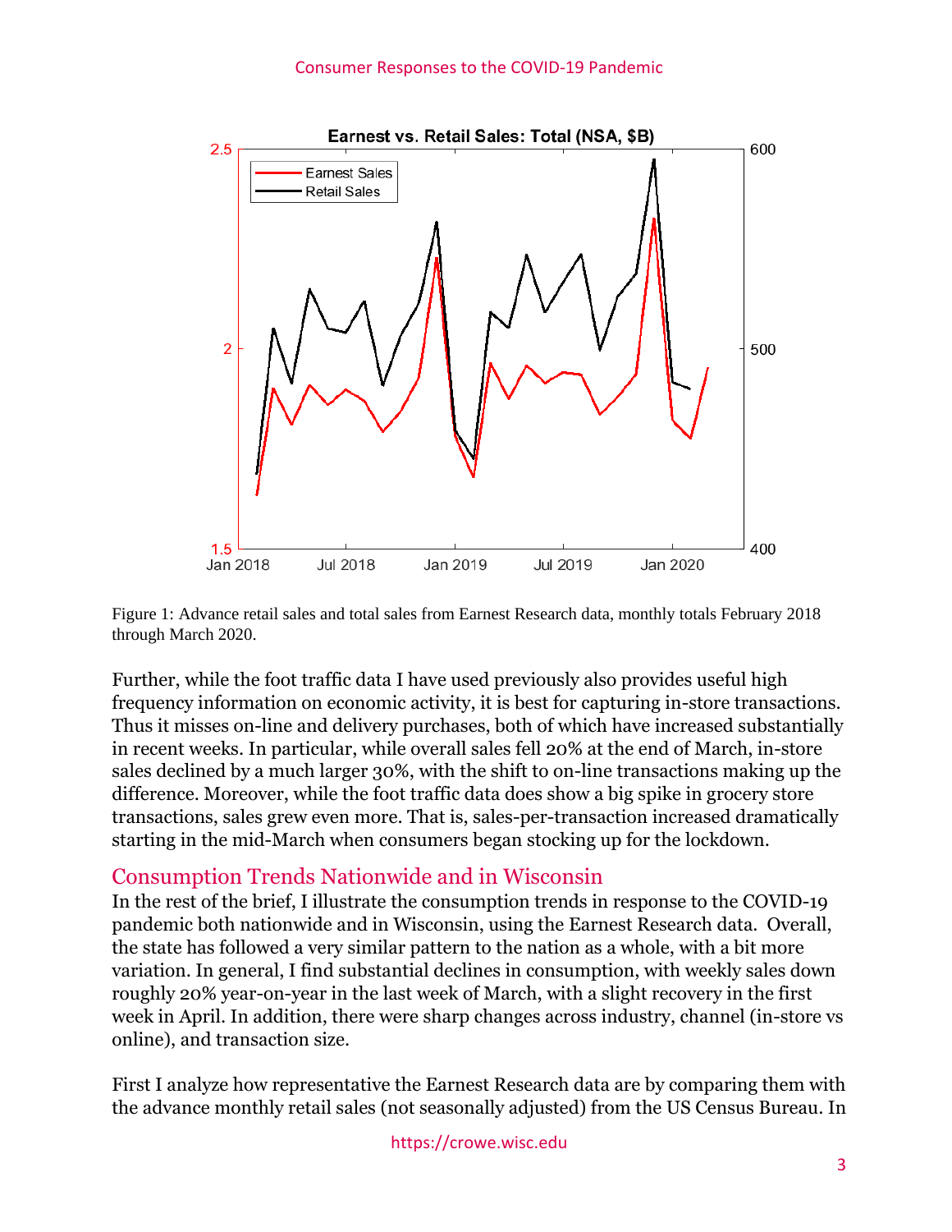Figure 1: Advance retail sales and total sales from Earnest Research data, monthly totals February 2018 through March 2020.

Further, while the foot traffic data I have used previously also provides useful high frequency information on economic activity, it is best for capturing in-store transactions. Thus it misses on-line and delivery purchases, both of which have increased substantially in recent weeks. In particular, while overall sales fell 20% at the end of March, in-store sales declined by a much larger 30%, with the shift to on-line transactions making up the difference. Moreover, while the foot traffic data does show a big spike in grocery store transactions, sales grew even more. That is, sales-per-transaction increased dramatically starting in the mid-March when consumers began stocking up for the lockdown.

## Consumption Trends Nationwide and in Wisconsin

In the rest of the brief, I illustrate the consumption trends in response to the COVID-19 pandemic both nationwide and in Wisconsin, using the Earnest Research data. Overall, the state has followed a very similar pattern to the nation as a whole, with a bit more variation. In general, I find substantial declines in consumption, with weekly sales down roughly 20% year-on-year in the last week of March, with a slight recovery in the first week in April. In addition, there were sharp changes across industry, channel (in-store vs online), and transaction size.

First I analyze how representative the Earnest Research data are by comparing them with the advance monthly retail sales (not seasonally adjusted) from the US Census Bureau. In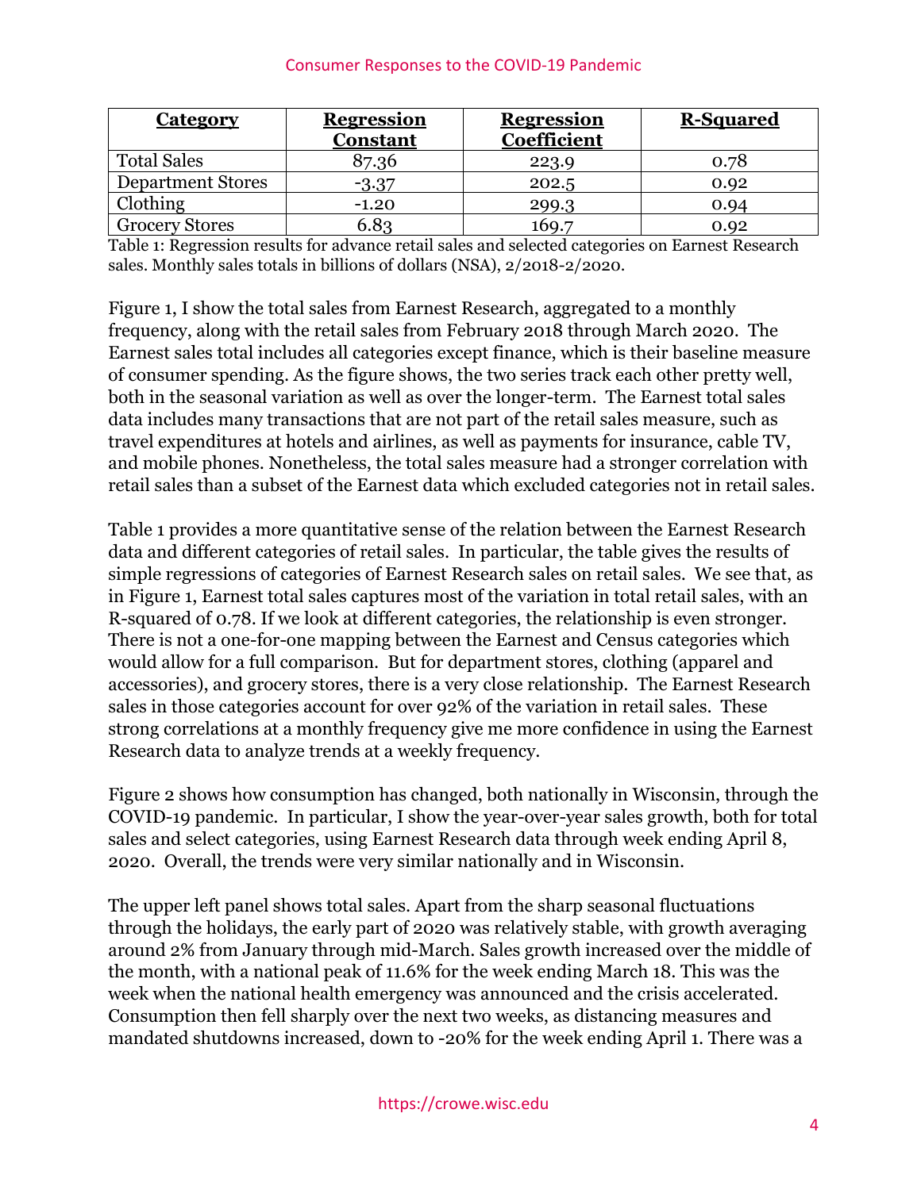| **Category** | **Regression Constant** | **Regression Coefficient** | **R-Squared** |
|---|---|---|---|
| Total Sales | 87.36 | 223.9 | 0.78 |
| Department Stores | -3.37 | 202.5 | 0.92 |
| Clothing | -1.20 | 299.3 | 0.94 |
| Grocery Stores | 6.83 | 169.7 | 0.92 |

Table 1: Regression results for advance retail sales and selected categories on Earnest Research sales. Monthly sales totals in billions of dollars (NSA), 2/2018-2/2020.

Figure 1, I show the total sales from Earnest Research, aggregated to a monthly frequency, along with the retail sales from February 2018 through March 2020. The Earnest sales total includes all categories except finance, which is their baseline measure of consumer spending. As the figure shows, the two series track each other pretty well, both in the seasonal variation as well as over the longer-term. The Earnest total sales data includes many transactions that are not part of the retail sales measure, such as travel expenditures at hotels and airlines, as well as payments for insurance, cable TV, and mobile phones. Nonetheless, the total sales measure had a stronger correlation with retail sales than a subset of the Earnest data which excluded categories not in retail sales.

Table 1 provides a more quantitative sense of the relation between the Earnest Research data and different categories of retail sales. In particular, the table gives the results of simple regressions of categories of Earnest Research sales on retail sales. We see that, as in Figure 1, Earnest total sales captures most of the variation in total retail sales, with an R-squared of 0.78. If we look at different categories, the relationship is even stronger. There is not a one-for-one mapping between the Earnest and Census categories which would allow for a full comparison. But for department stores, clothing (apparel and accessories), and grocery stores, there is a very close relationship. The Earnest Research sales in those categories account for over 92% of the variation in retail sales. These strong correlations at a monthly frequency give me more confidence in using the Earnest Research data to analyze trends at a weekly frequency.

Figure 2 shows how consumption has changed, both nationally in Wisconsin, through the COVID-19 pandemic. In particular, I show the year-over-year sales growth, both for total sales and select categories, using Earnest Research data through week ending April 8, 2020. Overall, the trends were very similar nationally and in Wisconsin.

The upper left panel shows total sales. Apart from the sharp seasonal fluctuations through the holidays, the early part of 2020 was relatively stable, with growth averaging around 2% from January through mid-March. Sales growth increased over the middle of the month, with a national peak of 11.6% for the week ending March 18. This was the week when the national health emergency was announced and the crisis accelerated. Consumption then fell sharply over the next two weeks, as distancing measures and mandated shutdowns increased, down to -20% for the week ending April 1. There was a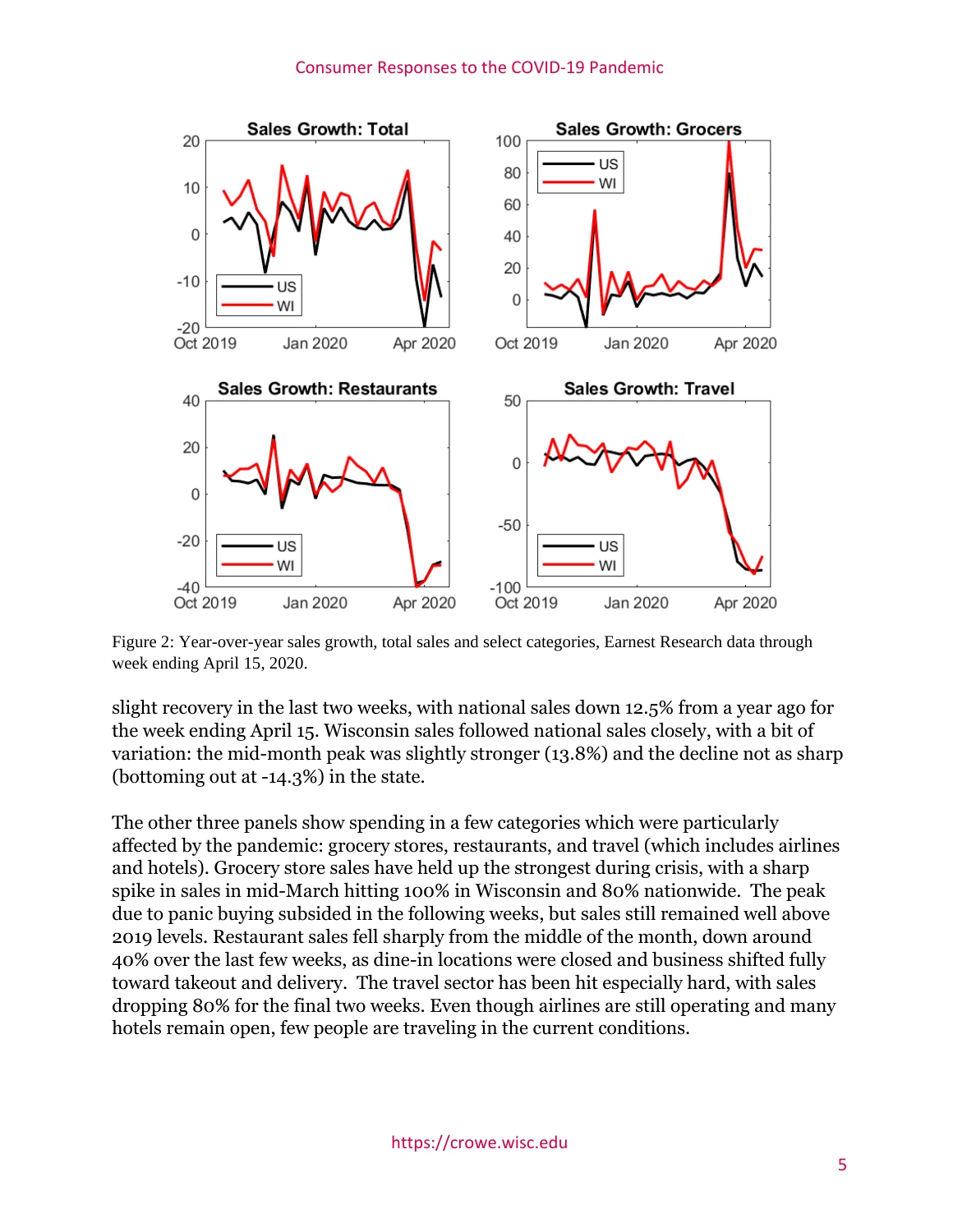Figure 2: Year-over-year sales growth, total sales and select categories, Earnest Research data through week ending April 15, 2020.

slight recovery in the last two weeks, with national sales down 12.5% from a year ago for the week ending April 15. Wisconsin sales followed national sales closely, with a bit of variation: the mid-month peak was slightly stronger (13.8%) and the decline not as sharp (bottoming out at -14.3%) in the state.

The other three panels show spending in a few categories which were particularly affected by the pandemic: grocery stores, restaurants, and travel (which includes airlines and hotels). Grocery store sales have held up the strongest during crisis, with a sharp spike in sales in mid-March hitting 100% in Wisconsin and 80% nationwide. The peak due to panic buying subsided in the following weeks, but sales still remained well above 2019 levels. Restaurant sales fell sharply from the middle of the month, down around 40% over the last few weeks, as dine-in locations were closed and business shifted fully toward takeout and delivery. The travel sector has been hit especially hard, with sales dropping 80% for the final two weeks. Even though airlines are still operating and many hotels remain open, few people are traveling in the current conditions.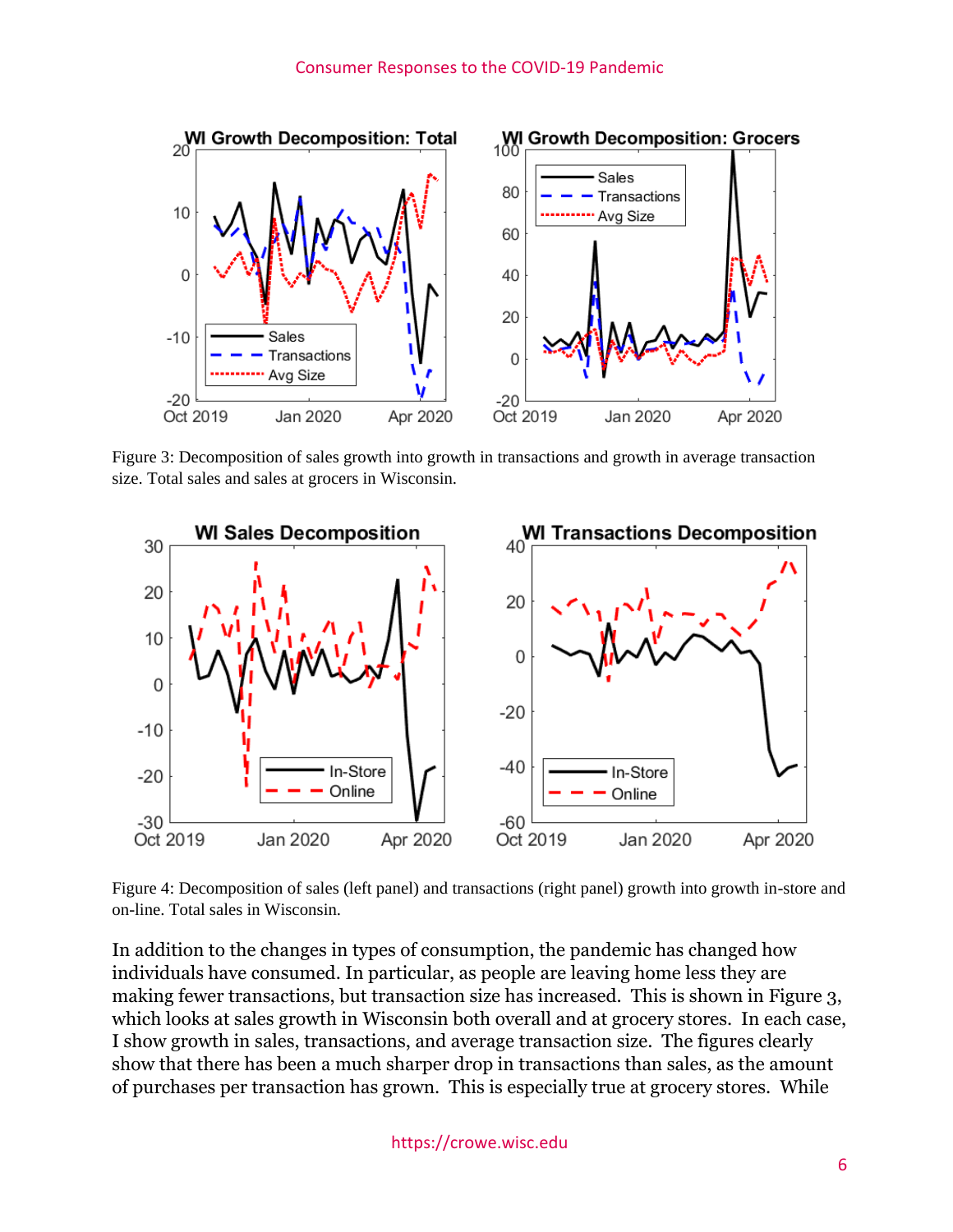Figure 3: Decomposition of sales growth into growth in transactions and growth in average transaction size. Total sales and sales at grocers in Wisconsin.

Figure 4: Decomposition of sales (left panel) and transactions (right panel) growth into growth in-store and on-line. Total sales in Wisconsin.

In addition to the changes in types of consumption, the pandemic has changed how individuals have consumed. In particular, as people are leaving home less they are making fewer transactions, but transaction size has increased. This is shown in Figure 3, which looks at sales growth in Wisconsin both overall and at grocery stores. In each case, I show growth in sales, transactions, and average transaction size. The figures clearly show that there has been a much sharper drop in transactions than sales, as the amount of purchases per transaction has grown. This is especially true at grocery stores. While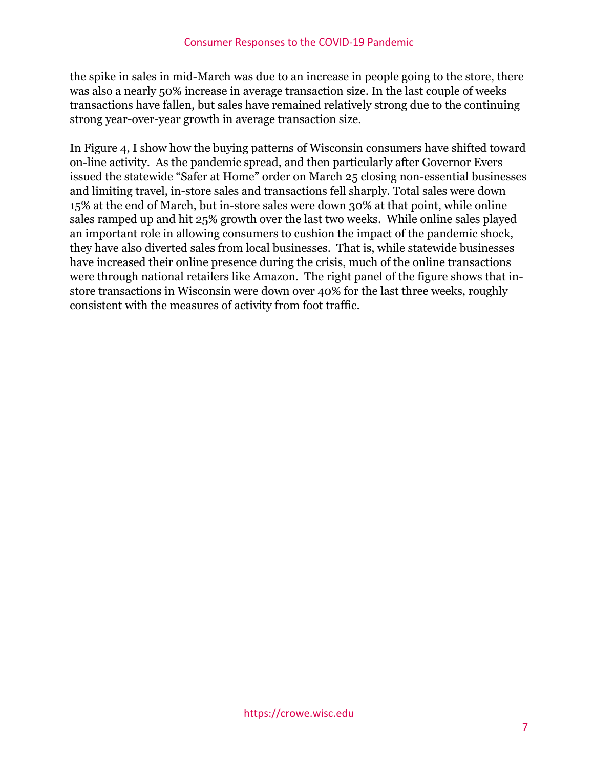the spike in sales in mid-March was due to an increase in people going to the store, there was also a nearly 50% increase in average transaction size. In the last couple of weeks transactions have fallen, but sales have remained relatively strong due to the continuing strong year-over-year growth in average transaction size.

In Figure 4, I show how the buying patterns of Wisconsin consumers have shifted toward on-line activity. As the pandemic spread, and then particularly after Governor Evers issued the statewide "Safer at Home" order on March 25 closing non-essential businesses and limiting travel, in-store sales and transactions fell sharply. Total sales were down 15% at the end of March, but in-store sales were down 30% at that point, while online sales ramped up and hit 25% growth over the last two weeks. While online sales played an important role in allowing consumers to cushion the impact of the pandemic shock, they have also diverted sales from local businesses. That is, while statewide businesses have increased their online presence during the crisis, much of the online transactions were through national retailers like Amazon. The right panel of the figure shows that in-store transactions in Wisconsin were down over 40% for the last three weeks, roughly consistent with the measures of activity from foot traffic.